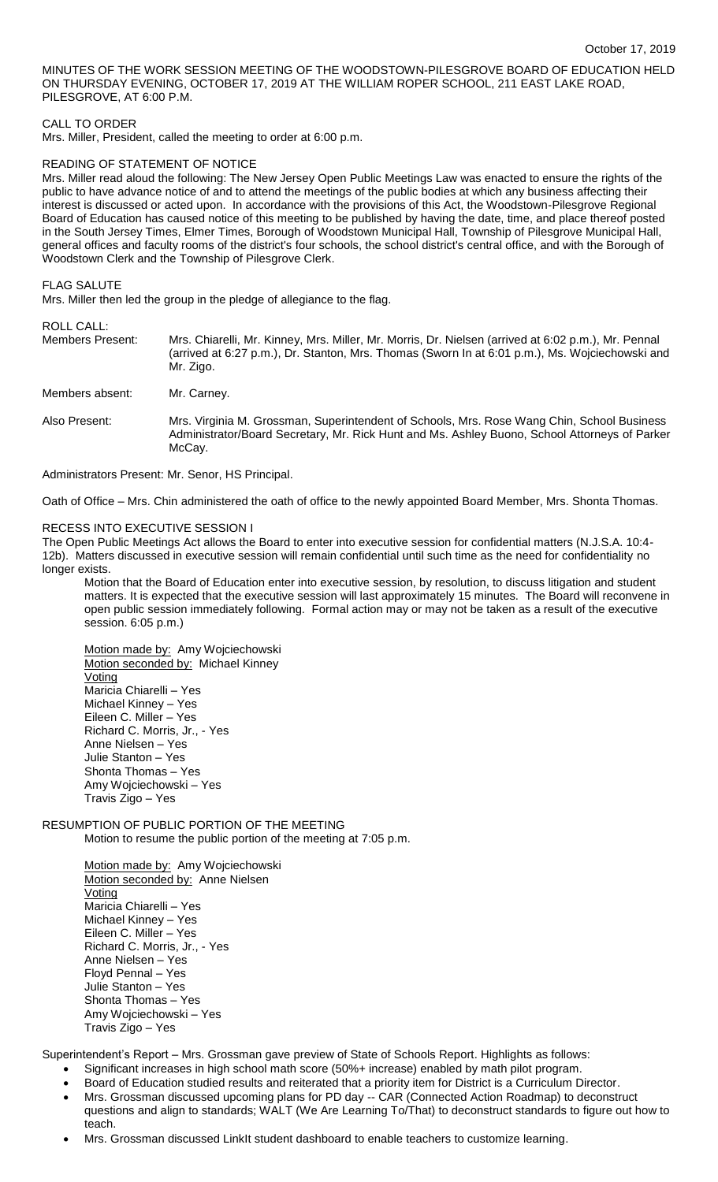October 17, 2019

MINUTES OF THE WORK SESSION MEETING OF THE WOODSTOWN-PILESGROVE BOARD OF EDUCATION HELD ON THURSDAY EVENING, OCTOBER 17, 2019 AT THE WILLIAM ROPER SCHOOL, 211 EAST LAKE ROAD, PILESGROVE, AT 6:00 P.M.

CALL TO ORDER

Mrs. Miller, President, called the meeting to order at 6:00 p.m.

READING OF STATEMENT OF NOTICE

Mrs. Miller read aloud the following: The New Jersey Open Public Meetings Law was enacted to ensure the rights of the public to have advance notice of and to attend the meetings of the public bodies at which any business affecting their interest is discussed or acted upon. In accordance with the provisions of this Act, the Woodstown-Pilesgrove Regional Board of Education has caused notice of this meeting to be published by having the date, time, and place thereof posted in the South Jersey Times, Elmer Times, Borough of Woodstown Municipal Hall, Township of Pilesgrove Municipal Hall, general offices and faculty rooms of the district's four schools, the school district's central office, and with the Borough of Woodstown Clerk and the Township of Pilesgrove Clerk.

FLAG SALUTE

Mrs. Miller then led the group in the pledge of allegiance to the flag.

ROLL CALL:

Members Present: Mrs. Chiarelli, Mr. Kinney, Mrs. Miller, Mr. Morris, Dr. Nielsen (arrived at 6:02 p.m.), Mr. Pennal (arrived at 6:27 p.m.), Dr. Stanton, Mrs. Thomas (Sworn In at 6:01 p.m.), Ms. Wojciechowski and Mr. Zigo.

Members absent: Mr. Carney.

Also Present: Mrs. Virginia M. Grossman, Superintendent of Schools, Mrs. Rose Wang Chin, School Business Administrator/Board Secretary, Mr. Rick Hunt and Ms. Ashley Buono, School Attorneys of Parker McCay.

Administrators Present: Mr. Senor, HS Principal.

Oath of Office – Mrs. Chin administered the oath of office to the newly appointed Board Member, Mrs. Shonta Thomas.

RECESS INTO EXECUTIVE SESSION I

The Open Public Meetings Act allows the Board to enter into executive session for confidential matters (N.J.S.A. 10:4-12b). Matters discussed in executive session will remain confidential until such time as the need for confidentiality no longer exists.

Motion that the Board of Education enter into executive session, by resolution, to discuss litigation and student matters. It is expected that the executive session will last approximately 15 minutes. The Board will reconvene in open public session immediately following. Formal action may or may not be taken as a result of the executive session. 6:05 p.m.)

Motion made by: Amy Wojciechowski
Motion seconded by: Michael Kinney
Voting
Maricia Chiarelli – Yes
Michael Kinney – Yes
Eileen C. Miller – Yes
Richard C. Morris, Jr., - Yes
Anne Nielsen – Yes
Julie Stanton – Yes
Shonta Thomas – Yes
Amy Wojciechowski – Yes
Travis Zigo – Yes

RESUMPTION OF PUBLIC PORTION OF THE MEETING

Motion to resume the public portion of the meeting at 7:05 p.m.

Motion made by: Amy Wojciechowski
Motion seconded by: Anne Nielsen
Voting
Maricia Chiarelli – Yes
Michael Kinney – Yes
Eileen C. Miller – Yes
Richard C. Morris, Jr., - Yes
Anne Nielsen – Yes
Floyd Pennal – Yes
Julie Stanton – Yes
Shonta Thomas – Yes
Amy Wojciechowski – Yes
Travis Zigo – Yes

Superintendent's Report – Mrs. Grossman gave preview of State of Schools Report. Highlights as follows:

- Significant increases in high school math score (50%+ increase) enabled by math pilot program.
- Board of Education studied results and reiterated that a priority item for District is a Curriculum Director.
- Mrs. Grossman discussed upcoming plans for PD day -- CAR (Connected Action Roadmap) to deconstruct questions and align to standards; WALT (We Are Learning To/That) to deconstruct standards to figure out how to teach.
- Mrs. Grossman discussed LinkIt student dashboard to enable teachers to customize learning.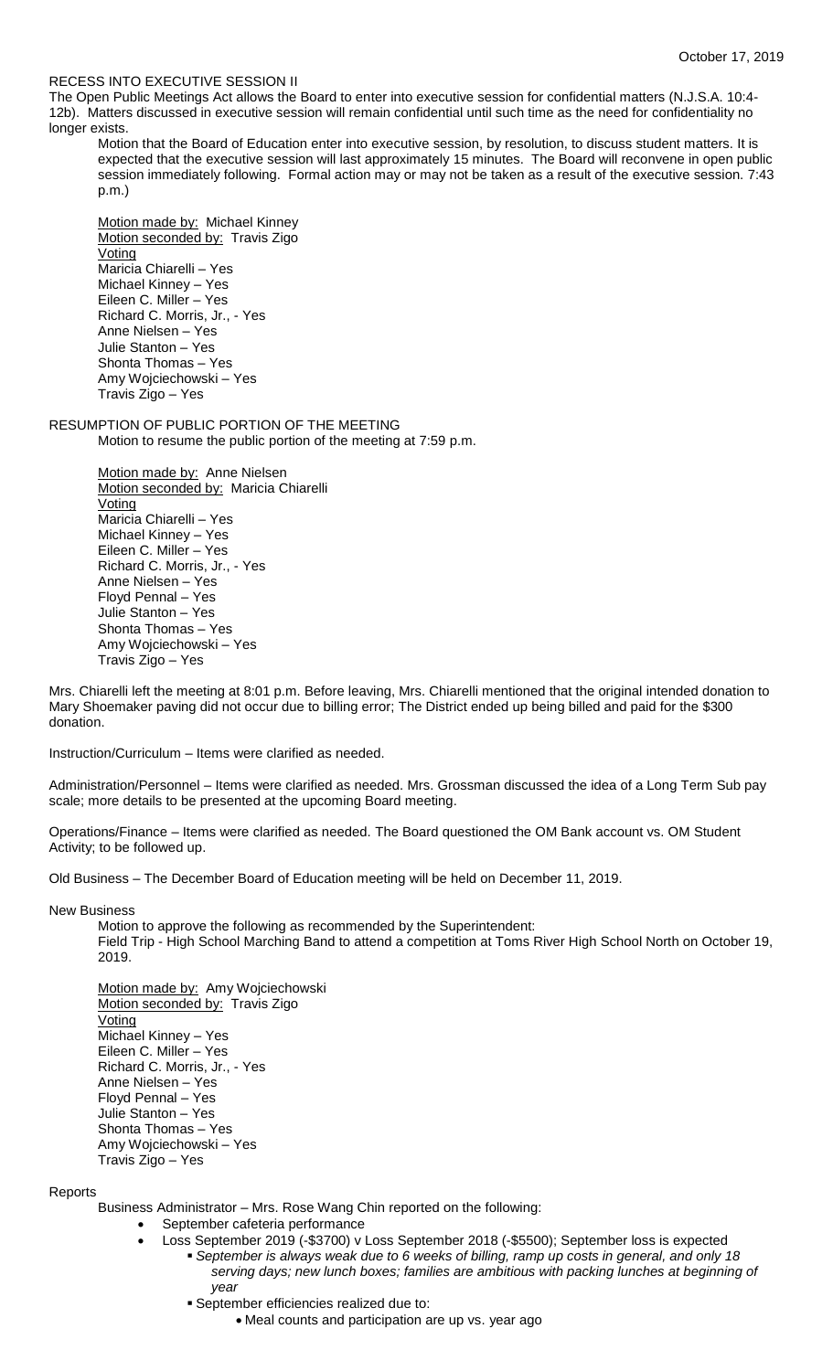RECESS INTO EXECUTIVE SESSION II

The Open Public Meetings Act allows the Board to enter into executive session for confidential matters (N.J.S.A. 10:4-12b). Matters discussed in executive session will remain confidential until such time as the need for confidentiality no longer exists.

Motion that the Board of Education enter into executive session, by resolution, to discuss student matters. It is expected that the executive session will last approximately 15 minutes. The Board will reconvene in open public session immediately following. Formal action may or may not be taken as a result of the executive session. 7:43 p.m.)

Motion made by: Michael Kinney
Motion seconded by: Travis Zigo
Voting
Maricia Chiarelli – Yes
Michael Kinney – Yes
Eileen C. Miller – Yes
Richard C. Morris, Jr., - Yes
Anne Nielsen – Yes
Julie Stanton – Yes
Shonta Thomas – Yes
Amy Wojciechowski – Yes
Travis Zigo – Yes

RESUMPTION OF PUBLIC PORTION OF THE MEETING

Motion to resume the public portion of the meeting at 7:59 p.m.

Motion made by: Anne Nielsen
Motion seconded by: Maricia Chiarelli
Voting
Maricia Chiarelli – Yes
Michael Kinney – Yes
Eileen C. Miller – Yes
Richard C. Morris, Jr., - Yes
Anne Nielsen – Yes
Floyd Pennal – Yes
Julie Stanton – Yes
Shonta Thomas – Yes
Amy Wojciechowski – Yes
Travis Zigo – Yes

Mrs. Chiarelli left the meeting at 8:01 p.m. Before leaving, Mrs. Chiarelli mentioned that the original intended donation to Mary Shoemaker paving did not occur due to billing error; The District ended up being billed and paid for the $300 donation.

Instruction/Curriculum – Items were clarified as needed.

Administration/Personnel – Items were clarified as needed. Mrs. Grossman discussed the idea of a Long Term Sub pay scale; more details to be presented at the upcoming Board meeting.

Operations/Finance – Items were clarified as needed. The Board questioned the OM Bank account vs. OM Student Activity; to be followed up.

Old Business – The December Board of Education meeting will be held on December 11, 2019.

New Business

Motion to approve the following as recommended by the Superintendent:
Field Trip - High School Marching Band to attend a competition at Toms River High School North on October 19, 2019.

Motion made by: Amy Wojciechowski
Motion seconded by: Travis Zigo
Voting
Michael Kinney – Yes
Eileen C. Miller – Yes
Richard C. Morris, Jr., - Yes
Anne Nielsen – Yes
Floyd Pennal – Yes
Julie Stanton – Yes
Shonta Thomas – Yes
Amy Wojciechowski – Yes
Travis Zigo – Yes

Reports

Business Administrator – Mrs. Rose Wang Chin reported on the following:

- September cafeteria performance
- Loss September 2019 (-$3700) v Loss September 2018 (-$5500); September loss is expected
  - *September is always weak due to 6 weeks of billing, ramp up costs in general, and only 18 serving days; new lunch boxes; families are ambitious with packing lunches at beginning of year*
  - September efficiencies realized due to:
    - Meal counts and participation are up vs. year ago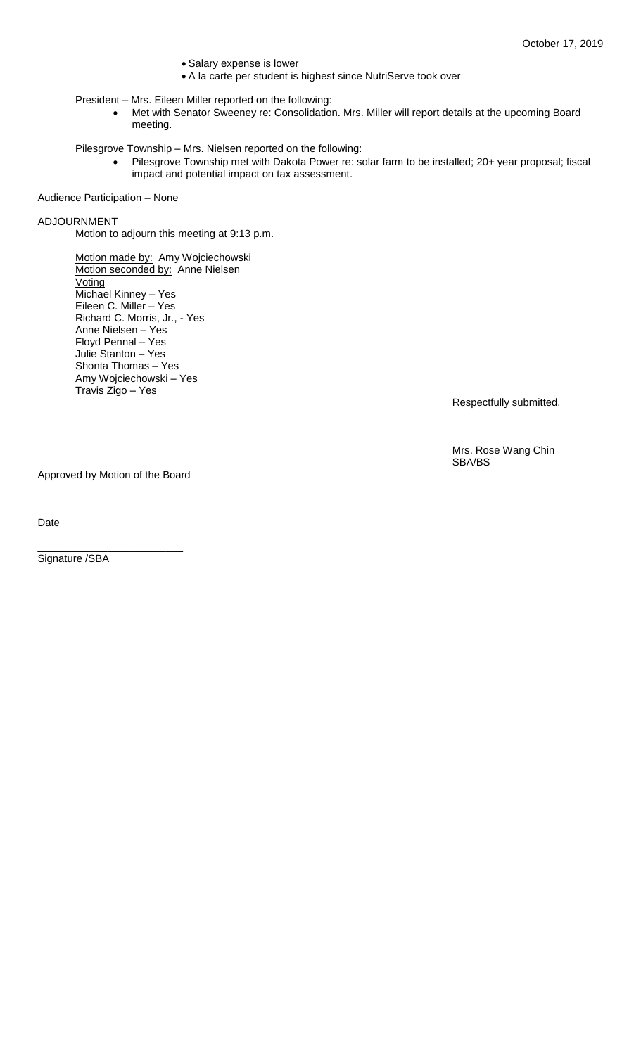October 17, 2019

- Salary expense is lower
- A la carte per student is highest since NutriServe took over

President – Mrs. Eileen Miller reported on the following:

- Met with Senator Sweeney re: Consolidation. Mrs. Miller will report details at the upcoming Board meeting.

Pilesgrove Township – Mrs. Nielsen reported on the following:

- Pilesgrove Township met with Dakota Power re: solar farm to be installed; 20+ year proposal; fiscal impact and potential impact on tax assessment.

Audience Participation – None

ADJOURNMENT

Motion to adjourn this meeting at 9:13 p.m.

Motion made by: Amy Wojciechowski
Motion seconded by: Anne Nielsen
Voting
Michael Kinney – Yes
Eileen C. Miller – Yes
Richard C. Morris, Jr., - Yes
Anne Nielsen – Yes
Floyd Pennal – Yes
Julie Stanton – Yes
Shonta Thomas – Yes
Amy Wojciechowski – Yes
Travis Zigo – Yes

Respectfully submitted,

Mrs. Rose Wang Chin
SBA/BS

Approved by Motion of the Board

\_\_\_\_\_\_\_\_\_\_\_\_\_\_\_\_\_\_\_\_\_\_\_\_\_
Date

\_\_\_\_\_\_\_\_\_\_\_\_\_\_\_\_\_\_\_\_\_\_\_\_\_
Signature /SBA